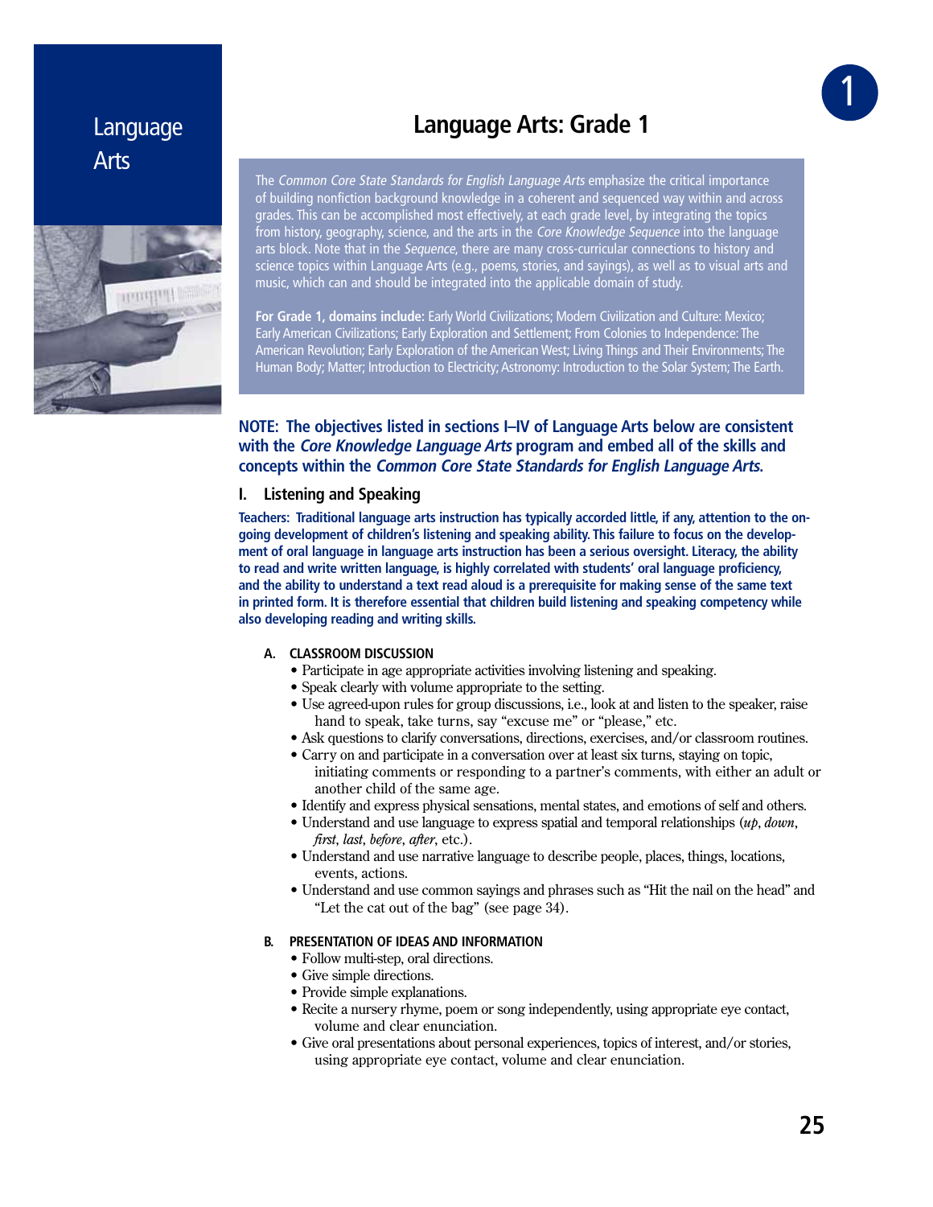Language Arts

# Language Arts: Grade 1

The *Common Core State Standards for English Language Arts* emphasize the critical importance of building nonfiction background knowledge in a coherent and sequenced way within and across grades. This can be accomplished most effectively, at each grade level, by integrating the topics from history, geography, science, and the arts in the *Core Knowledge Sequence* into the language arts block. Note that in the *Sequence*, there are many cross-curricular connections to history and science topics within Language Arts (e.g., poems, stories, and sayings), as well as to visual arts and music, which can and should be integrated into the applicable domain of study.

**For Grade 1, domains include:** Early World Civilizations; Modern Civilization and Culture: Mexico; Early American Civilizations; Early Exploration and Settlement; From Colonies to Independence: The American Revolution; Early Exploration of the American West; Living Things and Their Environments; The Human Body; Matter; Introduction to Electricity; Astronomy: Introduction to the Solar System; The Earth.

**NOTE: The objectives listed in sections I–IV of Language Arts below are consistent with the *Core Knowledge Language Arts* program and embed all of the skills and concepts within the *Common Core State Standards for English Language Arts*.**

## I. Listening and Speaking

**Teachers: Traditional language arts instruction has typically accorded little, if any, attention to the on-going development of children's listening and speaking ability. This failure to focus on the development of oral language in language arts instruction has been a serious oversight. Literacy, the ability to read and write written language, is highly correlated with students' oral language proficiency, and the ability to understand a text read aloud is a prerequisite for making sense of the same text in printed form. It is therefore essential that children build listening and speaking competency while also developing reading and writing skills.**

### A. CLASSROOM DISCUSSION

- Participate in age appropriate activities involving listening and speaking.
- Speak clearly with volume appropriate to the setting.
- Use agreed-upon rules for group discussions, i.e., look at and listen to the speaker, raise hand to speak, take turns, say "excuse me" or "please," etc.
- Ask questions to clarify conversations, directions, exercises, and/or classroom routines.
- Carry on and participate in a conversation over at least six turns, staying on topic, initiating comments or responding to a partner's comments, with either an adult or another child of the same age.
- Identify and express physical sensations, mental states, and emotions of self and others.
- Understand and use language to express spatial and temporal relationships (*up*, *down*, *first*, *last*, *before*, *after*, etc.).
- Understand and use narrative language to describe people, places, things, locations, events, actions.
- Understand and use common sayings and phrases such as "Hit the nail on the head" and "Let the cat out of the bag" (see page 34).

### B. PRESENTATION OF IDEAS AND INFORMATION

- Follow multi-step, oral directions.
- Give simple directions.
- Provide simple explanations.
- Recite a nursery rhyme, poem or song independently, using appropriate eye contact, volume and clear enunciation.
- Give oral presentations about personal experiences, topics of interest, and/or stories, using appropriate eye contact, volume and clear enunciation.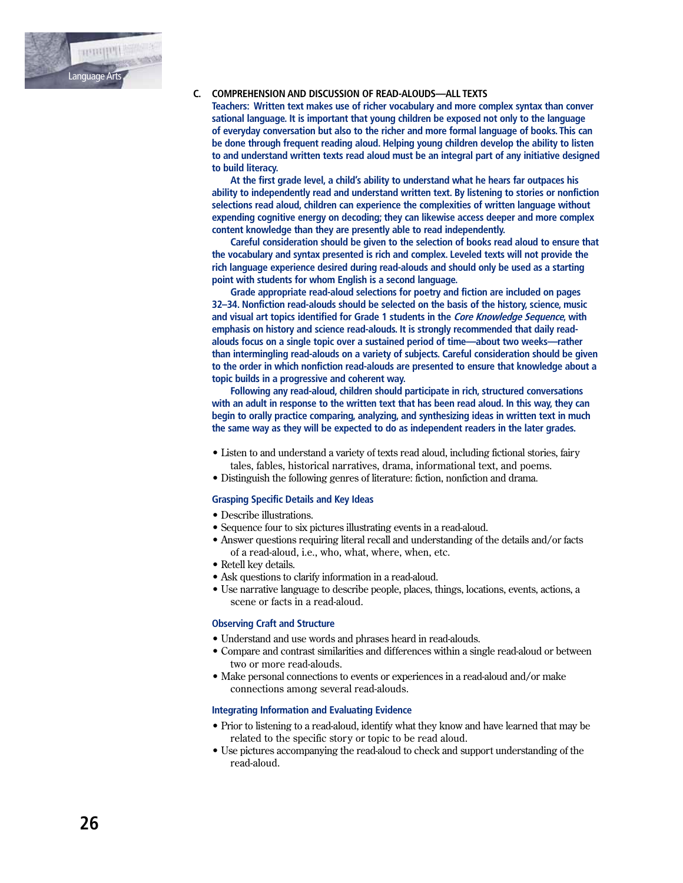## C. COMPREHENSION AND DISCUSSION OF READ-ALOUDS—ALL TEXTS

**Teachers: Written text makes use of richer vocabulary and more complex syntax than conversational language. It is important that young children be exposed not only to the language of everyday conversation but also to the richer and more formal language of books. This can be done through frequent reading aloud. Helping young children develop the ability to listen to and understand written texts read aloud must be an integral part of any initiative designed to build literacy.**

**At the first grade level, a child's ability to understand what he hears far outpaces his ability to independently read and understand written text. By listening to stories or nonfiction selections read aloud, children can experience the complexities of written language without expending cognitive energy on decoding; they can likewise access deeper and more complex content knowledge than they are presently able to read independently.**

**Careful consideration should be given to the selection of books read aloud to ensure that the vocabulary and syntax presented is rich and complex. Leveled texts will not provide the rich language experience desired during read-alouds and should only be used as a starting point with students for whom English is a second language.**

**Grade appropriate read-aloud selections for poetry and fiction are included on pages 32–34. Nonfiction read-alouds should be selected on the basis of the history, science, music and visual art topics identified for Grade 1 students in the *Core Knowledge Sequence*, with emphasis on history and science read-alouds. It is strongly recommended that daily read-alouds focus on a single topic over a sustained period of time—about two weeks—rather than intermingling read-alouds on a variety of subjects. Careful consideration should be given to the order in which nonfiction read-alouds are presented to ensure that knowledge about a topic builds in a progressive and coherent way.**

**Following any read-aloud, children should participate in rich, structured conversations with an adult in response to the written text that has been read aloud. In this way, they can begin to orally practice comparing, analyzing, and synthesizing ideas in written text in much the same way as they will be expected to do as independent readers in the later grades.**

- Listen to and understand a variety of texts read aloud, including fictional stories, fairy tales, fables, historical narratives, drama, informational text, and poems.
- Distinguish the following genres of literature: fiction, nonfiction and drama.

### Grasping Specific Details and Key Ideas

- Describe illustrations.
- Sequence four to six pictures illustrating events in a read-aloud.
- Answer questions requiring literal recall and understanding of the details and/or facts of a read-aloud, i.e., who, what, where, when, etc.
- Retell key details.
- Ask questions to clarify information in a read-aloud.
- Use narrative language to describe people, places, things, locations, events, actions, a scene or facts in a read-aloud.

### Observing Craft and Structure

- Understand and use words and phrases heard in read-alouds.
- Compare and contrast similarities and differences within a single read-aloud or between two or more read-alouds.
- Make personal connections to events or experiences in a read-aloud and/or make connections among several read-alouds.

### Integrating Information and Evaluating Evidence

- Prior to listening to a read-aloud, identify what they know and have learned that may be related to the specific story or topic to be read aloud.
- Use pictures accompanying the read-aloud to check and support understanding of the read-aloud.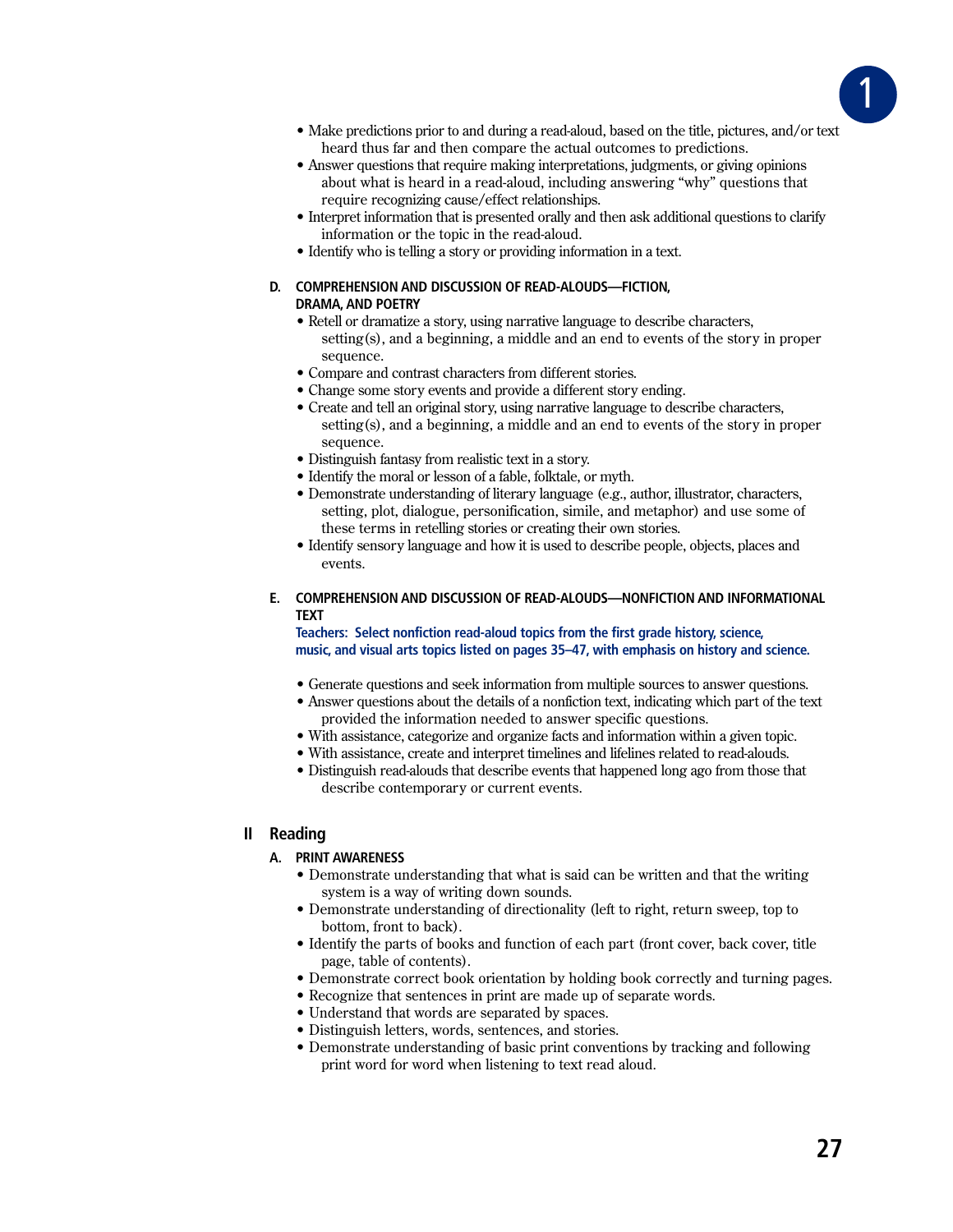- Make predictions prior to and during a read-aloud, based on the title, pictures, and/or text heard thus far and then compare the actual outcomes to predictions.
- Answer questions that require making interpretations, judgments, or giving opinions about what is heard in a read-aloud, including answering "why" questions that require recognizing cause/effect relationships.
- Interpret information that is presented orally and then ask additional questions to clarify information or the topic in the read-aloud.
- Identify who is telling a story or providing information in a text.

### D. COMPREHENSION AND DISCUSSION OF READ-ALOUDS—FICTION, DRAMA, AND POETRY

- Retell or dramatize a story, using narrative language to describe characters, setting(s), and a beginning, a middle and an end to events of the story in proper sequence.
- Compare and contrast characters from different stories.
- Change some story events and provide a different story ending.
- Create and tell an original story, using narrative language to describe characters, setting(s), and a beginning, a middle and an end to events of the story in proper sequence.
- Distinguish fantasy from realistic text in a story.
- Identify the moral or lesson of a fable, folktale, or myth.
- Demonstrate understanding of literary language (e.g., author, illustrator, characters, setting, plot, dialogue, personification, simile, and metaphor) and use some of these terms in retelling stories or creating their own stories.
- Identify sensory language and how it is used to describe people, objects, places and events.

### E. COMPREHENSION AND DISCUSSION OF READ-ALOUDS—NONFICTION AND INFORMATIONAL TEXT

**Teachers: Select nonfiction read-aloud topics from the first grade history, science, music, and visual arts topics listed on pages 35–47, with emphasis on history and science.**

- Generate questions and seek information from multiple sources to answer questions.
- Answer questions about the details of a nonfiction text, indicating which part of the text provided the information needed to answer specific questions.
- With assistance, categorize and organize facts and information within a given topic.
- With assistance, create and interpret timelines and lifelines related to read-alouds.
- Distinguish read-alouds that describe events that happened long ago from those that describe contemporary or current events.

## II Reading

### A. PRINT AWARENESS

- Demonstrate understanding that what is said can be written and that the writing system is a way of writing down sounds.
- Demonstrate understanding of directionality (left to right, return sweep, top to bottom, front to back).
- Identify the parts of books and function of each part (front cover, back cover, title page, table of contents).
- Demonstrate correct book orientation by holding book correctly and turning pages.
- Recognize that sentences in print are made up of separate words.
- Understand that words are separated by spaces.
- Distinguish letters, words, sentences, and stories.
- Demonstrate understanding of basic print conventions by tracking and following print word for word when listening to text read aloud.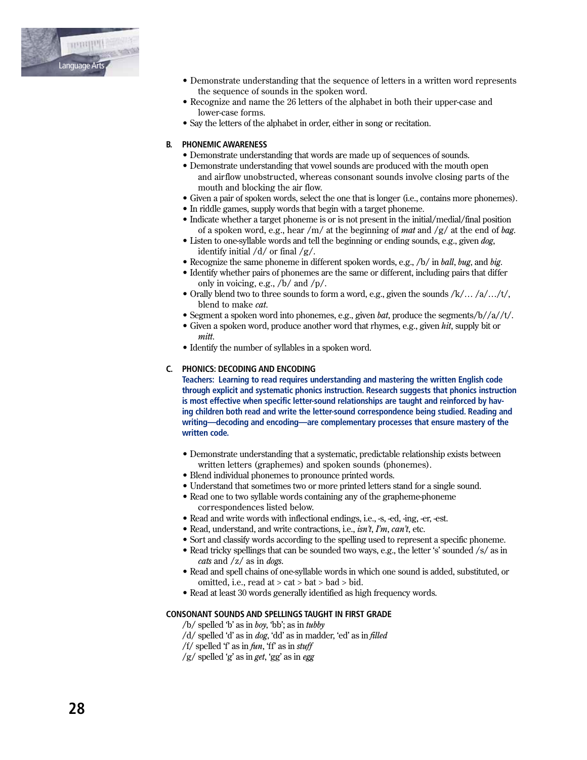- Demonstrate understanding that the sequence of letters in a written word represents the sequence of sounds in the spoken word.
- Recognize and name the 26 letters of the alphabet in both their upper-case and lower-case forms.
- Say the letters of the alphabet in order, either in song or recitation.

**B. PHONEMIC AWARENESS**

- Demonstrate understanding that words are made up of sequences of sounds.
- Demonstrate understanding that vowel sounds are produced with the mouth open and airflow unobstructed, whereas consonant sounds involve closing parts of the mouth and blocking the air flow.
- Given a pair of spoken words, select the one that is longer (i.e., contains more phonemes).
- In riddle games, supply words that begin with a target phoneme.
- Indicate whether a target phoneme is or is not present in the initial/medial/final position of a spoken word, e.g., hear /m/ at the beginning of *mat* and /g/ at the end of *bag*.
- Listen to one-syllable words and tell the beginning or ending sounds, e.g., given *dog*, identify initial /d/ or final /g/.
- Recognize the same phoneme in different spoken words, e.g., /b/ in *ball*, *bug*, and *big*.
- Identify whether pairs of phonemes are the same or different, including pairs that differ only in voicing, e.g., /b/ and /p/.
- Orally blend two to three sounds to form a word, e.g., given the sounds /k/… /a/…/t/, blend to make *cat*.
- Segment a spoken word into phonemes, e.g., given *bat*, produce the segments/b//a//t/.
- Given a spoken word, produce another word that rhymes, e.g., given *hit*, supply bit or *mitt*.
- Identify the number of syllables in a spoken word.

**C. PHONICS: DECODING AND ENCODING**

**Teachers: Learning to read requires understanding and mastering the written English code through explicit and systematic phonics instruction. Research suggests that phonics instruction is most effective when specific letter-sound relationships are taught and reinforced by having children both read and write the letter-sound correspondence being studied. Reading and writing—decoding and encoding—are complementary processes that ensure mastery of the written code.**

- Demonstrate understanding that a systematic, predictable relationship exists between written letters (graphemes) and spoken sounds (phonemes).
- Blend individual phonemes to pronounce printed words.
- Understand that sometimes two or more printed letters stand for a single sound.
- Read one to two syllable words containing any of the grapheme-phoneme correspondences listed below.
- Read and write words with inflectional endings, i.e., -s, -ed, -ing, -er, -est.
- Read, understand, and write contractions, i.e., *isn't*, *I'm*, *can't*, etc.
- Sort and classify words according to the spelling used to represent a specific phoneme.
- Read tricky spellings that can be sounded two ways, e.g., the letter 's' sounded /s/ as in *cats* and /z/ as in *dogs*.
- Read and spell chains of one-syllable words in which one sound is added, substituted, or omitted, i.e., read at > cat > bat > bad > bid.
- Read at least 30 words generally identified as high frequency words.

**CONSONANT SOUNDS AND SPELLINGS TAUGHT IN FIRST GRADE**

/b/ spelled 'b' as in *boy*, 'bb'; as in *tubby*
/d/ spelled 'd' as in *dog*, 'dd' as in madder, 'ed' as in *filled*
/f/ spelled 'f' as in *fun*, 'ff' as in *stuff*
/g/ spelled 'g' as in *get*, 'gg' as in *egg*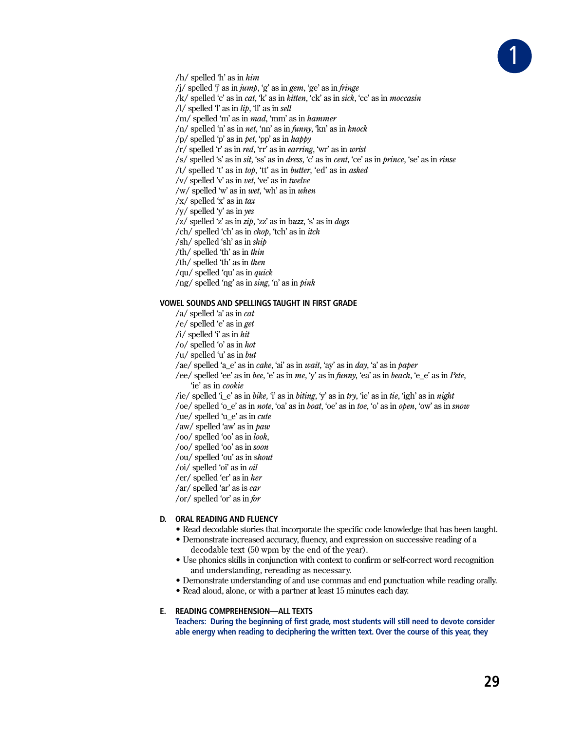/h/ spelled 'h' as in *him*
/j/ spelled 'j' as in *jump*, 'g' as in *gem*, 'ge' as in *fringe*
/k/ spelled 'c' as in *cat*, 'k' as in *kitten*, 'ck' as in *sick*, 'cc' as in *moccasin*
/l/ spelled 'l' as in *lip*, 'll' as in *sell*
/m/ spelled 'm' as in *mad*, 'mm' as in *hammer*
/n/ spelled 'n' as in *net*, 'nn' as in *funny*, 'kn' as in *knock*
/p/ spelled 'p' as in *pet*, 'pp' as in *happy*
/r/ spelled 'r' as in *red*, 'rr' as in *earring*, 'wr' as in *wrist*
/s/ spelled 's' as in *sit*, 'ss' as in *dress*, 'c' as in *cent*, 'ce' as in *prince*, 'se' as in *rinse*
/t/ spelled 't' as in *top*, 'tt' as in *butter*, 'ed' as in *asked*
/v/ spelled 'v' as in *vet*, 've' as in *twelve*
/w/ spelled 'w' as in *wet*, 'wh' as in *when*
/x/ spelled 'x' as in *tax*
/y/ spelled 'y' as in *yes*
/z/ spelled 'z' as in *zip*, 'zz' as in b*uzz*, 's' as in *dogs*
/ch/ spelled 'ch' as in *chop*, 'tch' as in *itch*
/sh/ spelled 'sh' as in *ship*
/th/ spelled 'th' as in *thin*
/th/ spelled 'th' as in *then*
/qu/ spelled 'qu' as in *quick*
/ng/ spelled 'ng' as in *sing*, 'n' as in *pink*

**VOWEL SOUNDS AND SPELLINGS TAUGHT IN FIRST GRADE**

/a/ spelled 'a' as in *cat*
/e/ spelled 'e' as in *get*
/i/ spelled 'i' as in *hit*
/o/ spelled 'o' as in *hot*
/u/ spelled 'u' as in *but*
/ae/ spelled 'a_e' as in *cake*, 'ai' as in *wait*, 'ay' as in *day*, 'a' as in *paper*
/ee/ spelled 'ee' as in *bee*, 'e' as in *me*, 'y' as in *funny*, 'ea' as in *beach*, 'e_e' as in *Pete*, 'ie' as in *cookie*
/ie/ spelled 'i_e' as in *bike,* 'i' as in *biting*, 'y' as in *try*, 'ie' as in *tie*, 'igh' as in *night*
/oe/ spelled 'o_e' as in *note*, 'oa' as in *boat*, 'oe' as in *toe*, 'o' as in *open*, 'ow' as in *snow*
/ue/ spelled 'u_e' as in *cute*
/aw/ spelled 'aw' as in *paw*
/oo/ spelled 'oo' as in *look*,
/oo/ spelled 'oo' as in *soon*
/ou/ spelled 'ou' as in s*hout*
/oi/ spelled 'oi' as in *oil*
/er/ spelled 'er' as in *her*
/ar/ spelled 'ar' as is *car*
/or/ spelled 'or' as in *for*

### D. ORAL READING AND FLUENCY

- Read decodable stories that incorporate the specific code knowledge that has been taught.
- Demonstrate increased accuracy, fluency, and expression on successive reading of a decodable text (50 wpm by the end of the year).
- Use phonics skills in conjunction with context to confirm or self-correct word recognition and understanding, rereading as necessary.
- Demonstrate understanding of and use commas and end punctuation while reading orally.
- Read aloud, alone, or with a partner at least 15 minutes each day.

### E. READING COMPREHENSION—ALL TEXTS

**Teachers: During the beginning of first grade, most students will still need to devote consider able energy when reading to deciphering the written text. Over the course of this year, they**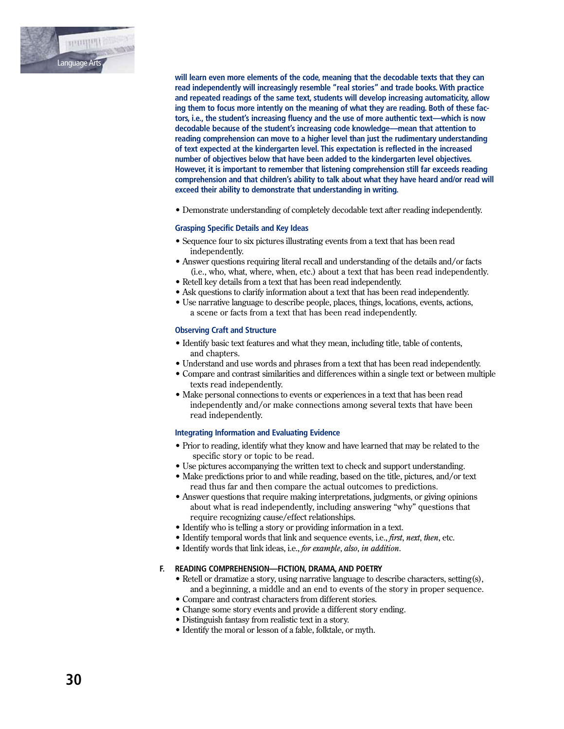**will learn even more elements of the code, meaning that the decodable texts that they can read independently will increasingly resemble "real stories" and trade books. With practice and repeated readings of the same text, students will develop increasing automaticity, allowing them to focus more intently on the meaning of what they are reading. Both of these factors, i.e., the student's increasing fluency and the use of more authentic text—which is now decodable because of the student's increasing code knowledge—mean that attention to reading comprehension can move to a higher level than just the rudimentary understanding of text expected at the kindergarten level. This expectation is reflected in the increased number of objectives below that have been added to the kindergarten level objectives. However, it is important to remember that listening comprehension still far exceeds reading comprehension and that children's ability to talk about what they have heard and/or read will exceed their ability to demonstrate that understanding in writing.**

- Demonstrate understanding of completely decodable text after reading independently.

### Grasping Specific Details and Key Ideas

- Sequence four to six pictures illustrating events from a text that has been read independently.
- Answer questions requiring literal recall and understanding of the details and/or facts (i.e., who, what, where, when, etc.) about a text that has been read independently.
- Retell key details from a text that has been read independently.
- Ask questions to clarify information about a text that has been read independently.
- Use narrative language to describe people, places, things, locations, events, actions, a scene or facts from a text that has been read independently.

### Observing Craft and Structure

- Identify basic text features and what they mean, including title, table of contents, and chapters.
- Understand and use words and phrases from a text that has been read independently.
- Compare and contrast similarities and differences within a single text or between multiple texts read independently.
- Make personal connections to events or experiences in a text that has been read independently and/or make connections among several texts that have been read independently.

### Integrating Information and Evaluating Evidence

- Prior to reading, identify what they know and have learned that may be related to the specific story or topic to be read.
- Use pictures accompanying the written text to check and support understanding.
- Make predictions prior to and while reading, based on the title, pictures, and/or text read thus far and then compare the actual outcomes to predictions.
- Answer questions that require making interpretations, judgments, or giving opinions about what is read independently, including answering "why" questions that require recognizing cause/effect relationships.
- Identify who is telling a story or providing information in a text.
- Identify temporal words that link and sequence events, i.e., *first*, *next*, *then*, etc.
- Identify words that link ideas, i.e., *for example*, *also*, *in addition*.

## F. READING COMPREHENSION—FICTION, DRAMA, AND POETRY

- Retell or dramatize a story, using narrative language to describe characters, setting(s), and a beginning, a middle and an end to events of the story in proper sequence.
- Compare and contrast characters from different stories.
- Change some story events and provide a different story ending.
- Distinguish fantasy from realistic text in a story.
- Identify the moral or lesson of a fable, folktale, or myth.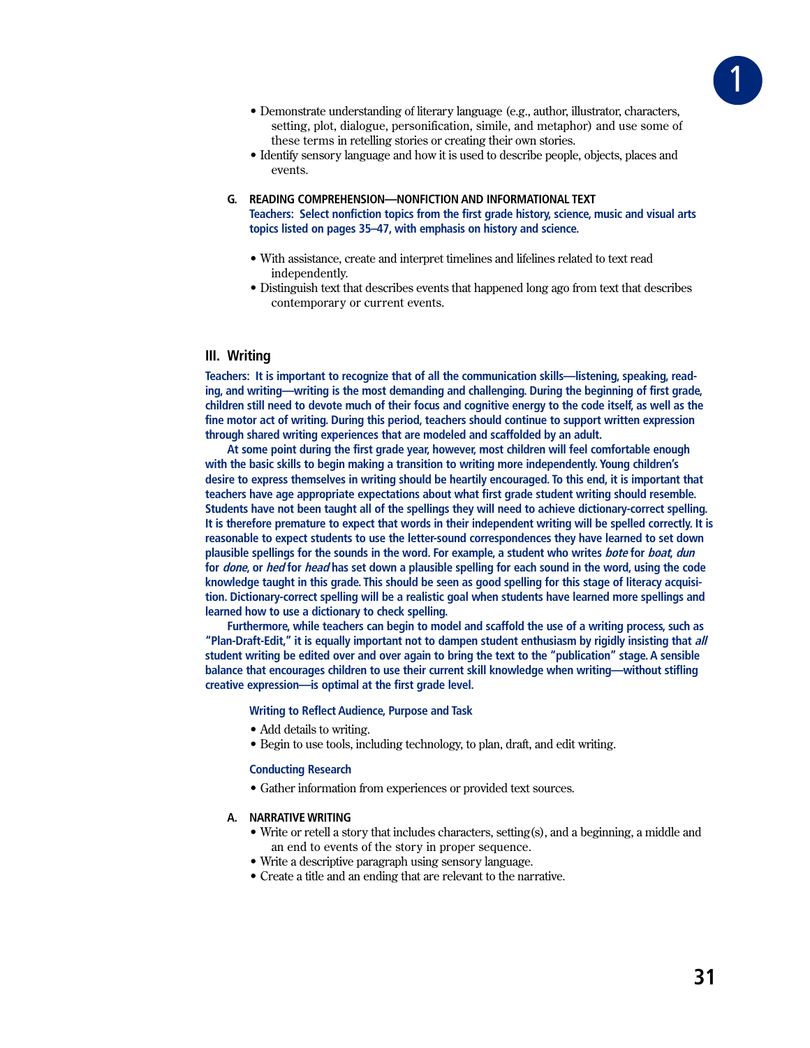- Demonstrate understanding of literary language (e.g., author, illustrator, characters, setting, plot, dialogue, personification, simile, and metaphor) and use some of these terms in retelling stories or creating their own stories.
- Identify sensory language and how it is used to describe people, objects, places and events.

### G. READING COMPREHENSION—NONFICTION AND INFORMATIONAL TEXT

**Teachers: Select nonfiction topics from the first grade history, science, music and visual arts topics listed on pages 35–47, with emphasis on history and science.**

- With assistance, create and interpret timelines and lifelines related to text read independently.
- Distinguish text that describes events that happened long ago from text that describes contemporary or current events.

## III. Writing

**Teachers: It is important to recognize that of all the communication skills—listening, speaking, reading, and writing—writing is the most demanding and challenging. During the beginning of first grade, children still need to devote much of their focus and cognitive energy to the code itself, as well as the fine motor act of writing. During this period, teachers should continue to support written expression through shared writing experiences that are modeled and scaffolded by an adult.**

**At some point during the first grade year, however, most children will feel comfortable enough with the basic skills to begin making a transition to writing more independently. Young children's desire to express themselves in writing should be heartily encouraged. To this end, it is important that teachers have age appropriate expectations about what first grade student writing should resemble. Students have not been taught all of the spellings they will need to achieve dictionary-correct spelling. It is therefore premature to expect that words in their independent writing will be spelled correctly. It is reasonable to expect students to use the letter-sound correspondences they have learned to set down plausible spellings for the sounds in the word. For example, a student who writes *bote* for *boat*, *dun* for *done*, or *hed* for *head* has set down a plausible spelling for each sound in the word, using the code knowledge taught in this grade. This should be seen as good spelling for this stage of literacy acquisition. Dictionary-correct spelling will be a realistic goal when students have learned more spellings and learned how to use a dictionary to check spelling.**

**Furthermore, while teachers can begin to model and scaffold the use of a writing process, such as "Plan-Draft-Edit," it is equally important not to dampen student enthusiasm by rigidly insisting that *all* student writing be edited over and over again to bring the text to the "publication" stage. A sensible balance that encourages children to use their current skill knowledge when writing—without stifling creative expression—is optimal at the first grade level.**

#### Writing to Reflect Audience, Purpose and Task

- Add details to writing.
- Begin to use tools, including technology, to plan, draft, and edit writing.

#### Conducting Research

- Gather information from experiences or provided text sources.

### A. NARRATIVE WRITING

- Write or retell a story that includes characters, setting(s), and a beginning, a middle and an end to events of the story in proper sequence.
- Write a descriptive paragraph using sensory language.
- Create a title and an ending that are relevant to the narrative.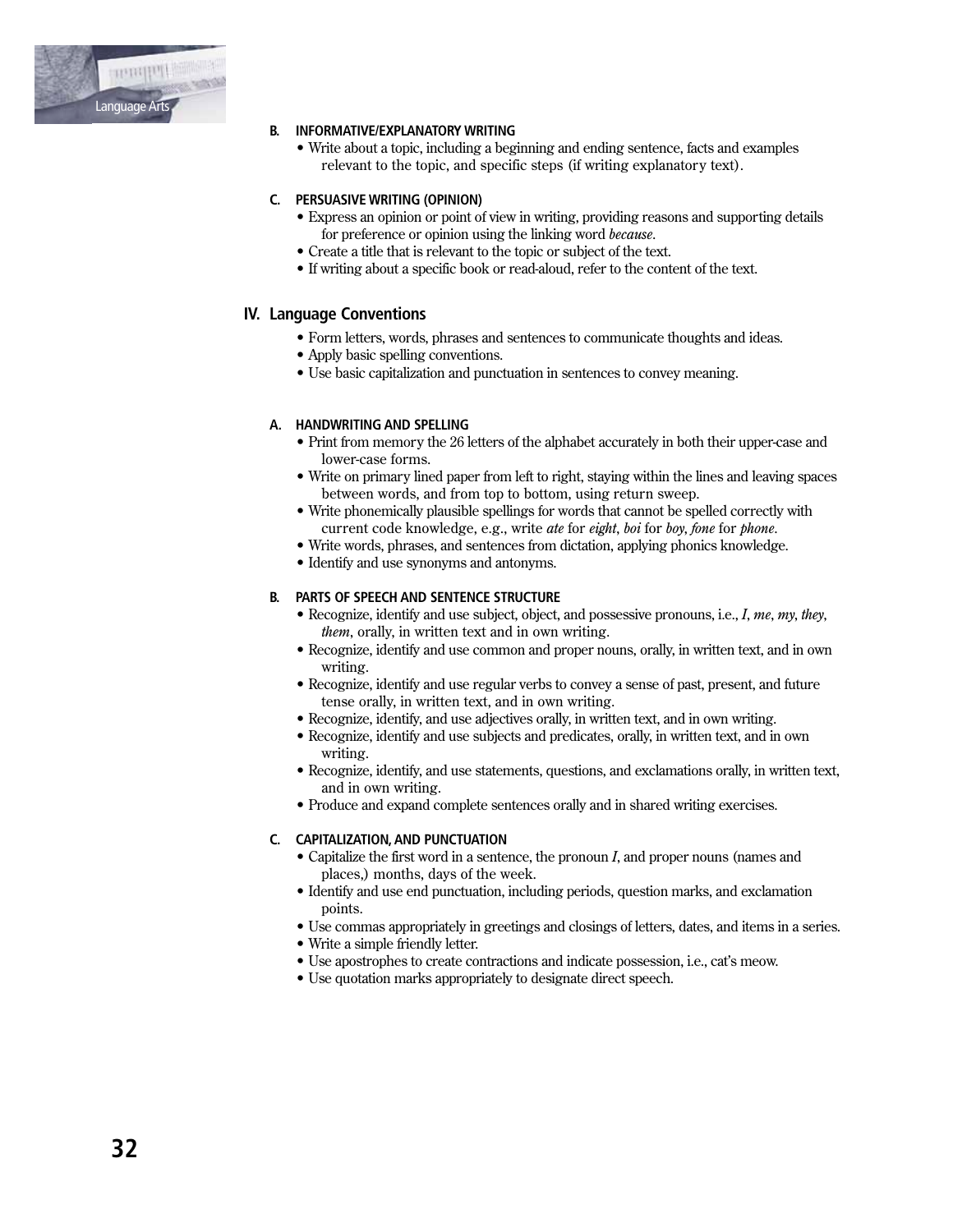### B. INFORMATIVE/EXPLANATORY WRITING

- Write about a topic, including a beginning and ending sentence, facts and examples relevant to the topic, and specific steps (if writing explanatory text).

### C. PERSUASIVE WRITING (OPINION)

- Express an opinion or point of view in writing, providing reasons and supporting details for preference or opinion using the linking word *because*.
- Create a title that is relevant to the topic or subject of the text.
- If writing about a specific book or read-aloud, refer to the content of the text.

## IV. Language Conventions

- Form letters, words, phrases and sentences to communicate thoughts and ideas.
- Apply basic spelling conventions.
- Use basic capitalization and punctuation in sentences to convey meaning.

### A. HANDWRITING AND SPELLING

- Print from memory the 26 letters of the alphabet accurately in both their upper-case and lower-case forms.
- Write on primary lined paper from left to right, staying within the lines and leaving spaces between words, and from top to bottom, using return sweep.
- Write phonemically plausible spellings for words that cannot be spelled correctly with current code knowledge, e.g., write *ate* for *eight*, *boi* for *boy*, *fone* for *phone*.
- Write words, phrases, and sentences from dictation, applying phonics knowledge.
- Identify and use synonyms and antonyms.

### B. PARTS OF SPEECH AND SENTENCE STRUCTURE

- Recognize, identify and use subject, object, and possessive pronouns, i.e., *I*, *me*, *my*, *they*, *them*, orally, in written text and in own writing.
- Recognize, identify and use common and proper nouns, orally, in written text, and in own writing.
- Recognize, identify and use regular verbs to convey a sense of past, present, and future tense orally, in written text, and in own writing.
- Recognize, identify, and use adjectives orally, in written text, and in own writing.
- Recognize, identify and use subjects and predicates, orally, in written text, and in own writing.
- Recognize, identify, and use statements, questions, and exclamations orally, in written text, and in own writing.
- Produce and expand complete sentences orally and in shared writing exercises.

### C. CAPITALIZATION, AND PUNCTUATION

- Capitalize the first word in a sentence, the pronoun *I*, and proper nouns (names and places,) months, days of the week.
- Identify and use end punctuation, including periods, question marks, and exclamation points.
- Use commas appropriately in greetings and closings of letters, dates, and items in a series.
- Write a simple friendly letter.
- Use apostrophes to create contractions and indicate possession, i.e., cat's meow.
- Use quotation marks appropriately to designate direct speech.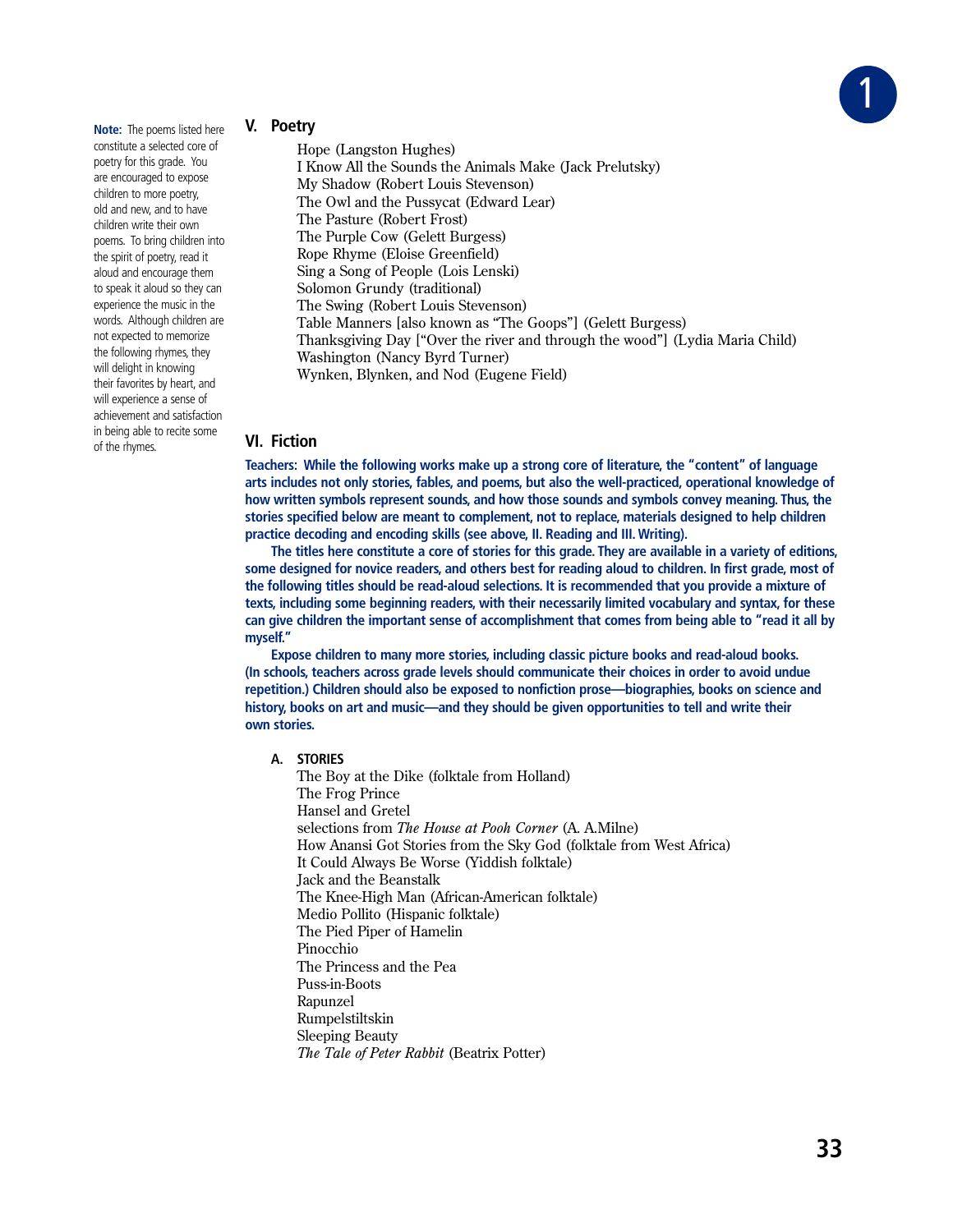**Note:** The poems listed here constitute a selected core of poetry for this grade. You are encouraged to expose children to more poetry, old and new, and to have children write their own poems. To bring children into the spirit of poetry, read it aloud and encourage them to speak it aloud so they can experience the music in the words. Although children are not expected to memorize the following rhymes, they will delight in knowing their favorites by heart, and will experience a sense of achievement and satisfaction in being able to recite some of the rhymes.

## V. Poetry

Hope (Langston Hughes)
I Know All the Sounds the Animals Make (Jack Prelutsky)
My Shadow (Robert Louis Stevenson)
The Owl and the Pussycat (Edward Lear)
The Pasture (Robert Frost)
The Purple Cow (Gelett Burgess)
Rope Rhyme (Eloise Greenfield)
Sing a Song of People (Lois Lenski)
Solomon Grundy (traditional)
The Swing (Robert Louis Stevenson)
Table Manners [also known as "The Goops"] (Gelett Burgess)
Thanksgiving Day ["Over the river and through the wood"] (Lydia Maria Child)
Washington (Nancy Byrd Turner)
Wynken, Blynken, and Nod (Eugene Field)

## VI. Fiction

**Teachers: While the following works make up a strong core of literature, the "content" of language arts includes not only stories, fables, and poems, but also the well-practiced, operational knowledge of how written symbols represent sounds, and how those sounds and symbols convey meaning. Thus, the stories specified below are meant to complement, not to replace, materials designed to help children practice decoding and encoding skills (see above, II. Reading and III. Writing).**

**The titles here constitute a core of stories for this grade. They are available in a variety of editions, some designed for novice readers, and others best for reading aloud to children. In first grade, most of the following titles should be read-aloud selections. It is recommended that you provide a mixture of texts, including some beginning readers, with their necessarily limited vocabulary and syntax, for these can give children the important sense of accomplishment that comes from being able to "read it all by myself."**

**Expose children to many more stories, including classic picture books and read-aloud books. (In schools, teachers across grade levels should communicate their choices in order to avoid undue repetition.) Children should also be exposed to nonfiction prose—biographies, books on science and history, books on art and music—and they should be given opportunities to tell and write their own stories.**

### A. STORIES

The Boy at the Dike (folktale from Holland)
The Frog Prince
Hansel and Gretel
selections from *The House at Pooh Corner* (A. A.Milne)
How Anansi Got Stories from the Sky God (folktale from West Africa)
It Could Always Be Worse (Yiddish folktale)
Jack and the Beanstalk
The Knee-High Man (African-American folktale)
Medio Pollito (Hispanic folktale)
The Pied Piper of Hamelin
Pinocchio
The Princess and the Pea
Puss-in-Boots
Rapunzel
Rumpelstiltskin
Sleeping Beauty
*The Tale of Peter Rabbit* (Beatrix Potter)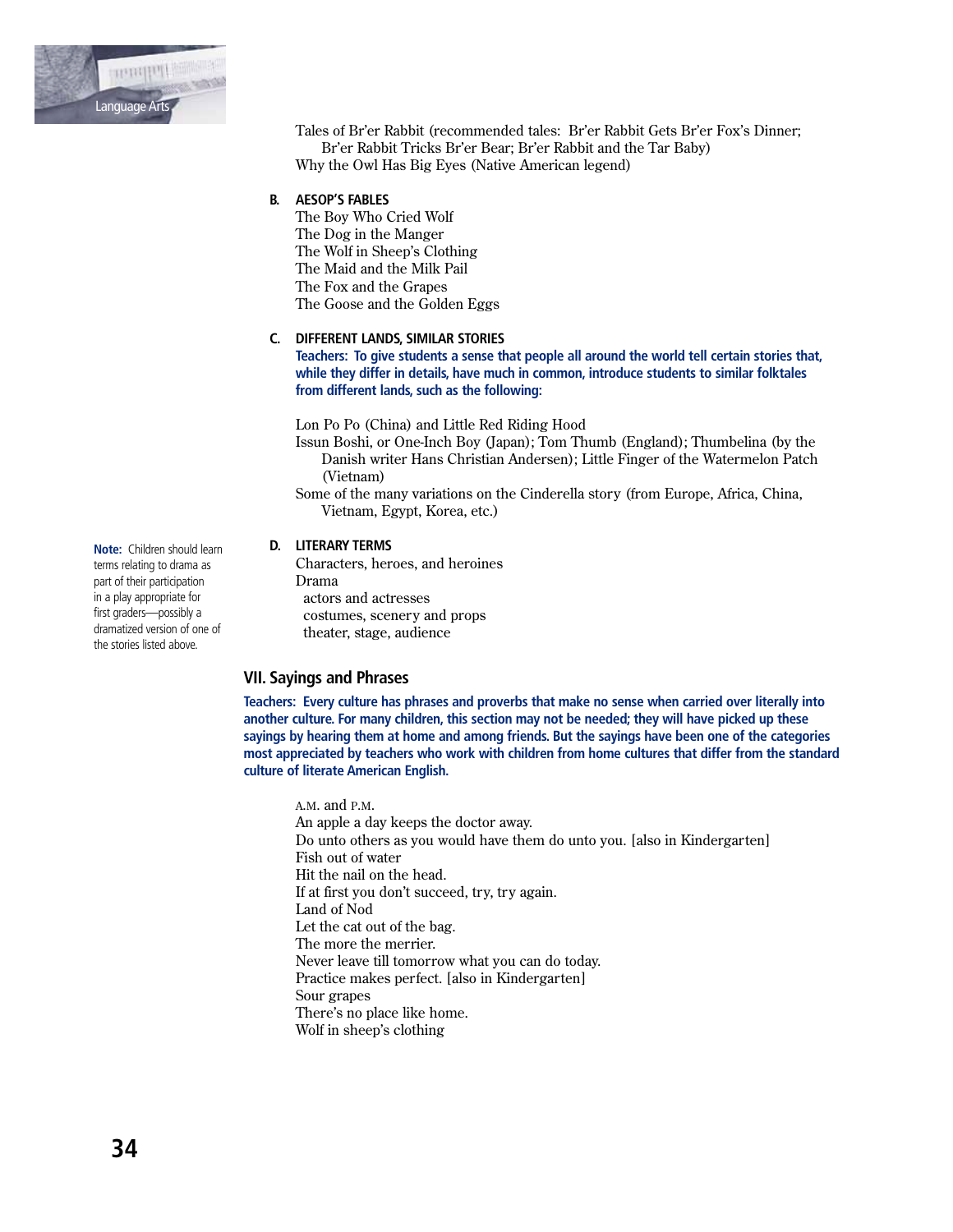Tales of Br'er Rabbit (recommended tales: Br'er Rabbit Gets Br'er Fox's Dinner; Br'er Rabbit Tricks Br'er Bear; Br'er Rabbit and the Tar Baby)
Why the Owl Has Big Eyes (Native American legend)

#### B. AESOP'S FABLES

The Boy Who Cried Wolf
The Dog in the Manger
The Wolf in Sheep's Clothing
The Maid and the Milk Pail
The Fox and the Grapes
The Goose and the Golden Eggs

#### C. DIFFERENT LANDS, SIMILAR STORIES

**Teachers: To give students a sense that people all around the world tell certain stories that, while they differ in details, have much in common, introduce students to similar folktales from different lands, such as the following:**

Lon Po Po (China) and Little Red Riding Hood
Issun Boshi, or One-Inch Boy (Japan); Tom Thumb (England); Thumbelina (by the Danish writer Hans Christian Andersen); Little Finger of the Watermelon Patch (Vietnam)
Some of the many variations on the Cinderella story (from Europe, Africa, China, Vietnam, Egypt, Korea, etc.)

#### D. LITERARY TERMS

**Note:** Children should learn terms relating to drama as part of their participation in a play appropriate for first graders—possibly a dramatized version of one of the stories listed above.

Characters, heroes, and heroines
Drama
- actors and actresses
- costumes, scenery and props
- theater, stage, audience

## VII. Sayings and Phrases

**Teachers: Every culture has phrases and proverbs that make no sense when carried over literally into another culture. For many children, this section may not be needed; they will have picked up these sayings by hearing them at home and among friends. But the sayings have been one of the categories most appreciated by teachers who work with children from home cultures that differ from the standard culture of literate American English.**

A.M. and P.M.
An apple a day keeps the doctor away.
Do unto others as you would have them do unto you. [also in Kindergarten]
Fish out of water
Hit the nail on the head.
If at first you don't succeed, try, try again.
Land of Nod
Let the cat out of the bag.
The more the merrier.
Never leave till tomorrow what you can do today.
Practice makes perfect. [also in Kindergarten]
Sour grapes
There's no place like home.
Wolf in sheep's clothing